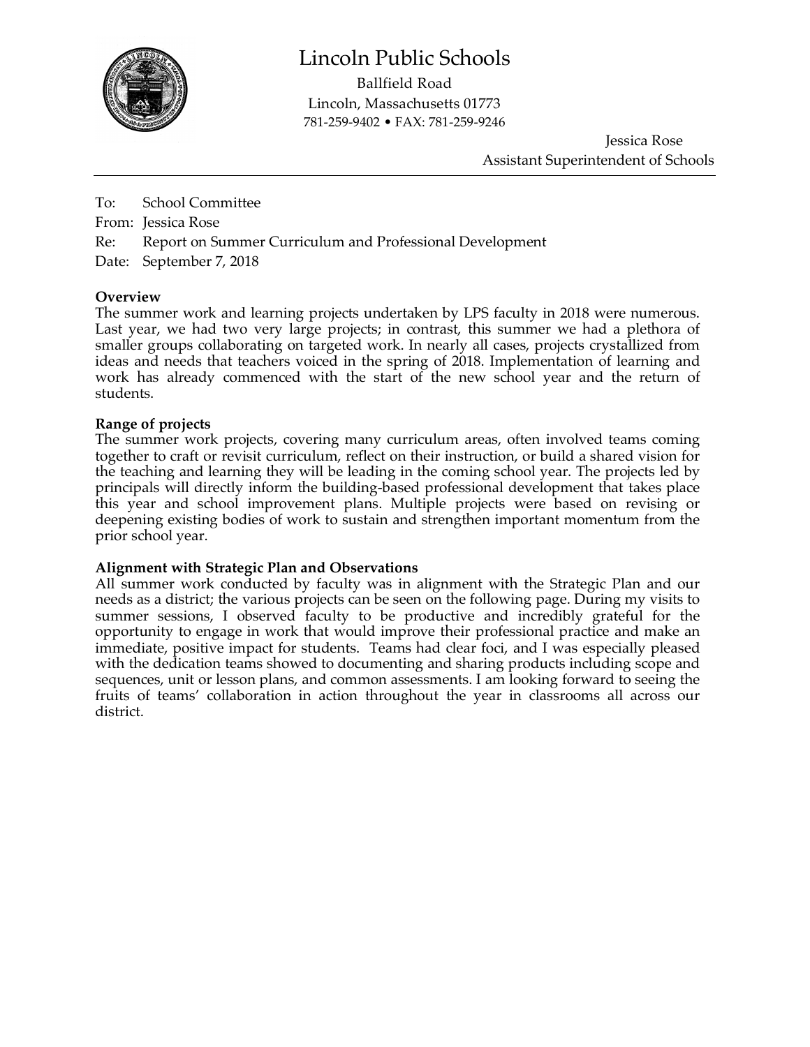# Lincoln Public Schools

Ballfield Road
Lincoln, Massachusetts 01773
781-259-9402 • FAX: 781-259-9246

Jessica Rose
Assistant Superintendent of Schools

---

To: School Committee
From: Jessica Rose
Re: Report on Summer Curriculum and Professional Development
Date: September 7, 2018

**Overview**

The summer work and learning projects undertaken by LPS faculty in 2018 were numerous. Last year, we had two very large projects; in contrast, this summer we had a plethora of smaller groups collaborating on targeted work. In nearly all cases, projects crystallized from ideas and needs that teachers voiced in the spring of 2018. Implementation of learning and work has already commenced with the start of the new school year and the return of students.

**Range of projects**

The summer work projects, covering many curriculum areas, often involved teams coming together to craft or revisit curriculum, reflect on their instruction, or build a shared vision for the teaching and learning they will be leading in the coming school year. The projects led by principals will directly inform the building-based professional development that takes place this year and school improvement plans. Multiple projects were based on revising or deepening existing bodies of work to sustain and strengthen important momentum from the prior school year.

**Alignment with Strategic Plan and Observations**

All summer work conducted by faculty was in alignment with the Strategic Plan and our needs as a district; the various projects can be seen on the following page. During my visits to summer sessions, I observed faculty to be productive and incredibly grateful for the opportunity to engage in work that would improve their professional practice and make an immediate, positive impact for students. Teams had clear foci, and I was especially pleased with the dedication teams showed to documenting and sharing products including scope and sequences, unit or lesson plans, and common assessments. I am looking forward to seeing the fruits of teams' collaboration in action throughout the year in classrooms all across our district.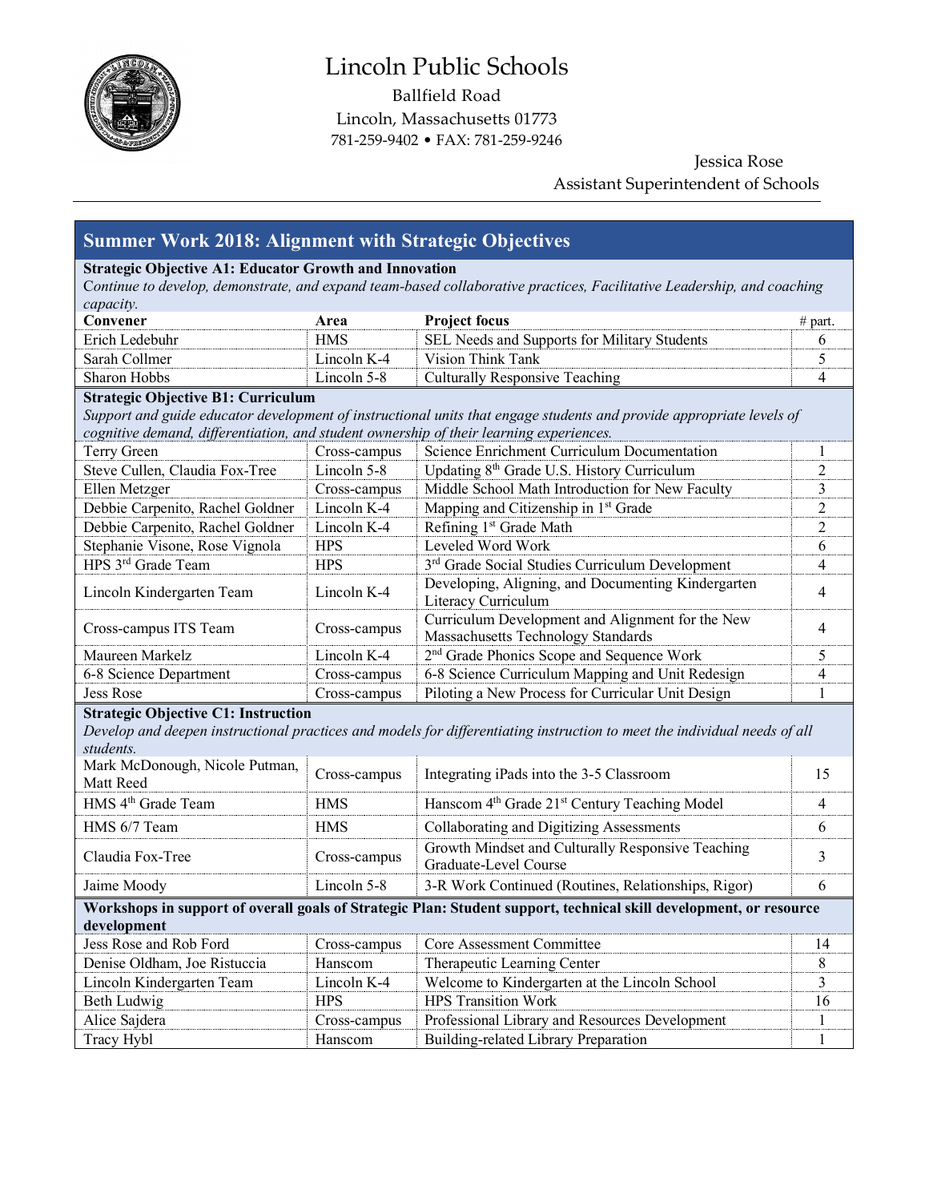# Lincoln Public Schools

Ballfield Road
Lincoln, Massachusetts 01773
781-259-9402 • FAX: 781-259-9246

Jessica Rose
Assistant Superintendent of Schools

## Summer Work 2018: Alignment with Strategic Objectives

| | | | |
|---|---|---|---|
| **Strategic Objective A1: Educator Growth and Innovation**<br>*Continue to develop, demonstrate, and expand team-based collaborative practices, Facilitative Leadership, and coaching capacity.* | | | |
| **Convener** | **Area** | **Project focus** | # part. |
| Erich Ledebuhr | HMS | SEL Needs and Supports for Military Students | 6 |
| Sarah Collmer | Lincoln K-4 | Vision Think Tank | 5 |
| Sharon Hobbs | Lincoln 5-8 | Culturally Responsive Teaching | 4 |
| **Strategic Objective B1: Curriculum**<br>*Support and guide educator development of instructional units that engage students and provide appropriate levels of cognitive demand, differentiation, and student ownership of their learning experiences.* | | | |
| Terry Green | Cross-campus | Science Enrichment Curriculum Documentation | 1 |
| Steve Cullen, Claudia Fox-Tree | Lincoln 5-8 | Updating 8th Grade U.S. History Curriculum | 2 |
| Ellen Metzger | Cross-campus | Middle School Math Introduction for New Faculty | 3 |
| Debbie Carpenito, Rachel Goldner | Lincoln K-4 | Mapping and Citizenship in 1st Grade | 2 |
| Debbie Carpenito, Rachel Goldner | Lincoln K-4 | Refining 1st Grade Math | 2 |
| Stephanie Visone, Rose Vignola | HPS | Leveled Word Work | 6 |
| HPS 3rd Grade Team | HPS | 3rd Grade Social Studies Curriculum Development | 4 |
| Lincoln Kindergarten Team | Lincoln K-4 | Developing, Aligning, and Documenting Kindergarten Literacy Curriculum | 4 |
| Cross-campus ITS Team | Cross-campus | Curriculum Development and Alignment for the New Massachusetts Technology Standards | 4 |
| Maureen Markelz | Lincoln K-4 | 2nd Grade Phonics Scope and Sequence Work | 5 |
| 6-8 Science Department | Cross-campus | 6-8 Science Curriculum Mapping and Unit Redesign | 4 |
| Jess Rose | Cross-campus | Piloting a New Process for Curricular Unit Design | 1 |
| **Strategic Objective C1: Instruction**<br>*Develop and deepen instructional practices and models for differentiating instruction to meet the individual needs of all students.* | | | |
| Mark McDonough, Nicole Putman, Matt Reed | Cross-campus | Integrating iPads into the 3-5 Classroom | 15 |
| HMS 4th Grade Team | HMS | Hanscom 4th Grade 21st Century Teaching Model | 4 |
| HMS 6/7 Team | HMS | Collaborating and Digitizing Assessments | 6 |
| Claudia Fox-Tree | Cross-campus | Growth Mindset and Culturally Responsive Teaching Graduate-Level Course | 3 |
| Jaime Moody | Lincoln 5-8 | 3-R Work Continued (Routines, Relationships, Rigor) | 6 |
| **Workshops in support of overall goals of Strategic Plan: Student support, technical skill development, or resource development** | | | |
| Jess Rose and Rob Ford | Cross-campus | Core Assessment Committee | 14 |
| Denise Oldham, Joe Ristuccia | Hanscom | Therapeutic Learning Center | 8 |
| Lincoln Kindergarten Team | Lincoln K-4 | Welcome to Kindergarten at the Lincoln School | 3 |
| Beth Ludwig | HPS | HPS Transition Work | 16 |
| Alice Sajdera | Cross-campus | Professional Library and Resources Development | 1 |
| Tracy Hybl | Hanscom | Building-related Library Preparation | 1 |